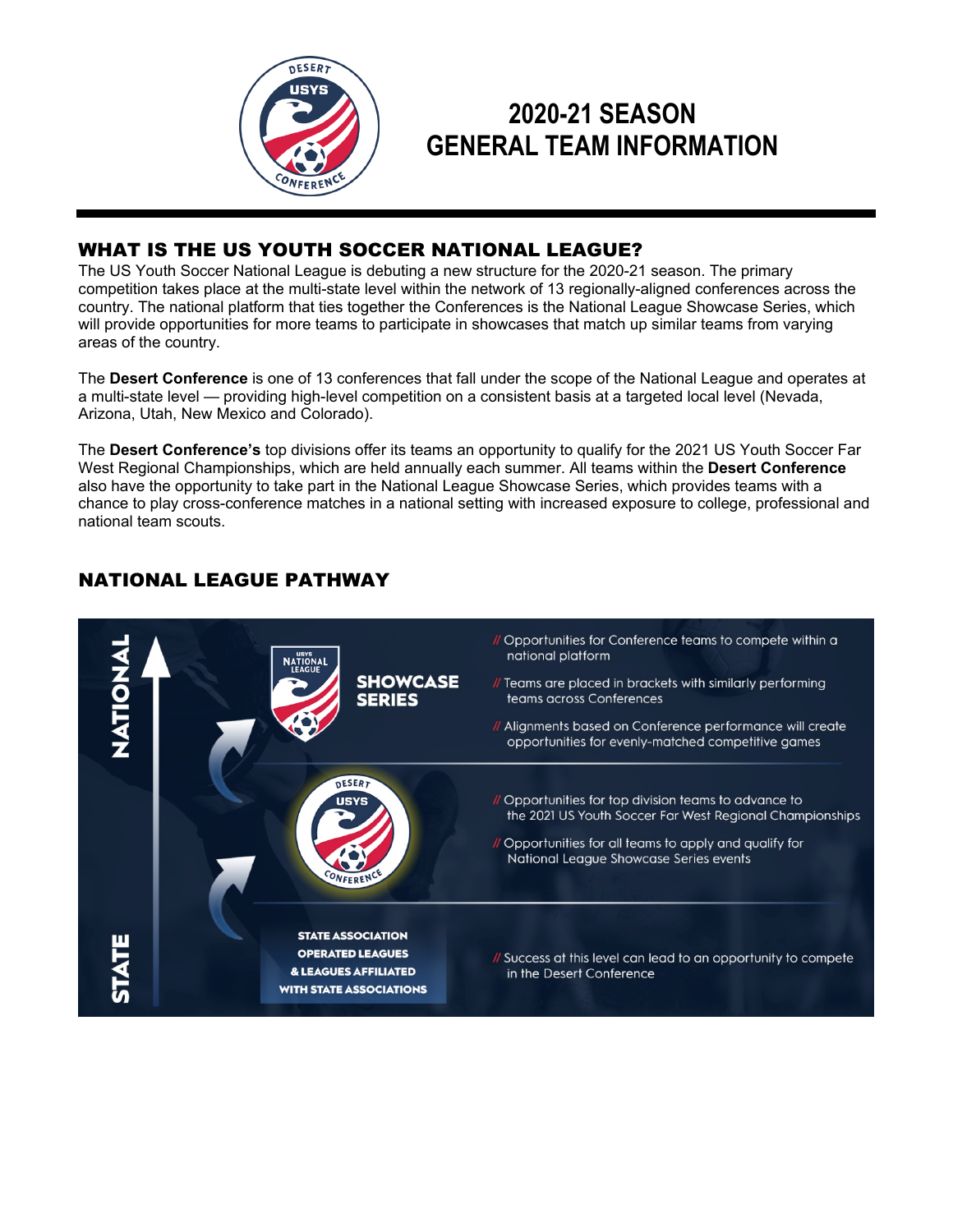# 2020-21 SEASON GENERAL TEAM INFORMATION

## WHAT IS THE US YOUTH SOCCER NATIONAL LEAGUE?

The US Youth Soccer National League is debuting a new structure for the 2020-21 season. The primary competition takes place at the multi-state level within the network of 13 regionally-aligned conferences across the country. The national platform that ties together the Conferences is the National League Showcase Series, which will provide opportunities for more teams to participate in showcases that match up similar teams from varying areas of the country.

The **Desert Conference** is one of 13 conferences that fall under the scope of the National League and operates at a multi-state level — providing high-level competition on a consistent basis at a targeted local level (Nevada, Arizona, Utah, New Mexico and Colorado).

The **Desert Conference's** top divisions offer its teams an opportunity to qualify for the 2021 US Youth Soccer Far West Regional Championships, which are held annually each summer. All teams within the **Desert Conference** also have the opportunity to take part in the National League Showcase Series, which provides teams with a chance to play cross-conference matches in a national setting with increased exposure to college, professional and national team scouts.

## NATIONAL LEAGUE PATHWAY

NATIONAL

**SHOWCASE SERIES**

// Opportunities for Conference teams to compete within a national platform

// Teams are placed in brackets with similarly performing teams across Conferences

// Alignments based on Conference performance will create opportunities for evenly-matched competitive games

**DESERT CONFERENCE**

// Opportunities for top division teams to advance to the 2021 US Youth Soccer Far West Regional Championships

// Opportunities for all teams to apply and qualify for National League Showcase Series events

STATE

**STATE ASSOCIATION OPERATED LEAGUES & LEAGUES AFFILIATED WITH STATE ASSOCIATIONS**

// Success at this level can lead to an opportunity to compete in the Desert Conference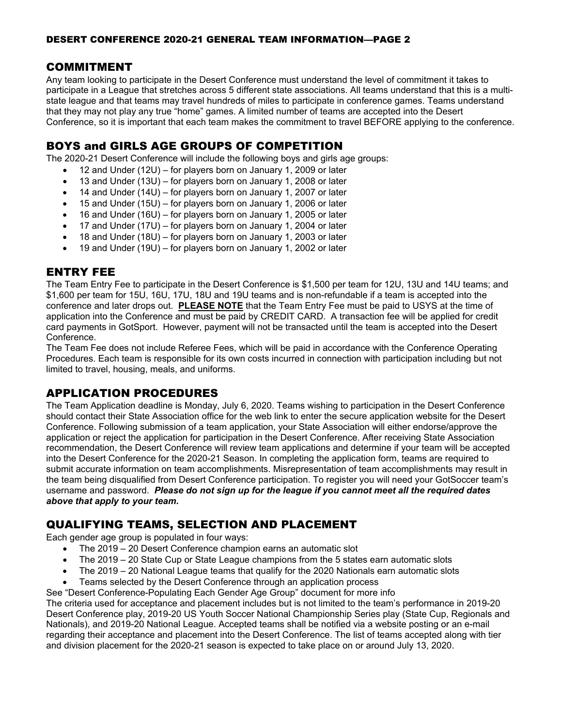## COMMITMENT

Any team looking to participate in the Desert Conference must understand the level of commitment it takes to participate in a League that stretches across 5 different state associations. All teams understand that this is a multi-state league and that teams may travel hundreds of miles to participate in conference games. Teams understand that they may not play any true "home" games. A limited number of teams are accepted into the Desert Conference, so it is important that each team makes the commitment to travel BEFORE applying to the conference.

## BOYS and GIRLS AGE GROUPS OF COMPETITION

The 2020-21 Desert Conference will include the following boys and girls age groups:

- 12 and Under (12U) – for players born on January 1, 2009 or later
- 13 and Under (13U) – for players born on January 1, 2008 or later
- 14 and Under (14U) – for players born on January 1, 2007 or later
- 15 and Under (15U) – for players born on January 1, 2006 or later
- 16 and Under (16U) – for players born on January 1, 2005 or later
- 17 and Under (17U) – for players born on January 1, 2004 or later
- 18 and Under (18U) – for players born on January 1, 2003 or later
- 19 and Under (19U) – for players born on January 1, 2002 or later

## ENTRY FEE

The Team Entry Fee to participate in the Desert Conference is $1,500 per team for 12U, 13U and 14U teams; and $1,600 per team for 15U, 16U, 17U, 18U and 19U teams and is non-refundable if a team is accepted into the conference and later drops out. **PLEASE NOTE** that the Team Entry Fee must be paid to USYS at the time of application into the Conference and must be paid by CREDIT CARD. A transaction fee will be applied for credit card payments in GotSport. However, payment will not be transacted until the team is accepted into the Desert Conference.

The Team Fee does not include Referee Fees, which will be paid in accordance with the Conference Operating Procedures. Each team is responsible for its own costs incurred in connection with participation including but not limited to travel, housing, meals, and uniforms.

## APPLICATION PROCEDURES

The Team Application deadline is Monday, July 6, 2020. Teams wishing to participation in the Desert Conference should contact their State Association office for the web link to enter the secure application website for the Desert Conference. Following submission of a team application, your State Association will either endorse/approve the application or reject the application for participation in the Desert Conference. After receiving State Association recommendation, the Desert Conference will review team applications and determine if your team will be accepted into the Desert Conference for the 2020-21 Season. In completing the application form, teams are required to submit accurate information on team accomplishments. Misrepresentation of team accomplishments may result in the team being disqualified from Desert Conference participation. To register you will need your GotSoccer team's username and password. ***Please do not sign up for the league if you cannot meet all the required dates above that apply to your team.***

## QUALIFYING TEAMS, SELECTION AND PLACEMENT

Each gender age group is populated in four ways:

- The 2019 – 20 Desert Conference champion earns an automatic slot
- The 2019 – 20 State Cup or State League champions from the 5 states earn automatic slots
- The 2019 – 20 National League teams that qualify for the 2020 Nationals earn automatic slots
- Teams selected by the Desert Conference through an application process

See "Desert Conference-Populating Each Gender Age Group" document for more info

The criteria used for acceptance and placement includes but is not limited to the team's performance in 2019-20 Desert Conference play, 2019-20 US Youth Soccer National Championship Series play (State Cup, Regionals and Nationals), and 2019-20 National League. Accepted teams shall be notified via a website posting or an e-mail regarding their acceptance and placement into the Desert Conference. The list of teams accepted along with tier and division placement for the 2020-21 season is expected to take place on or around July 13, 2020.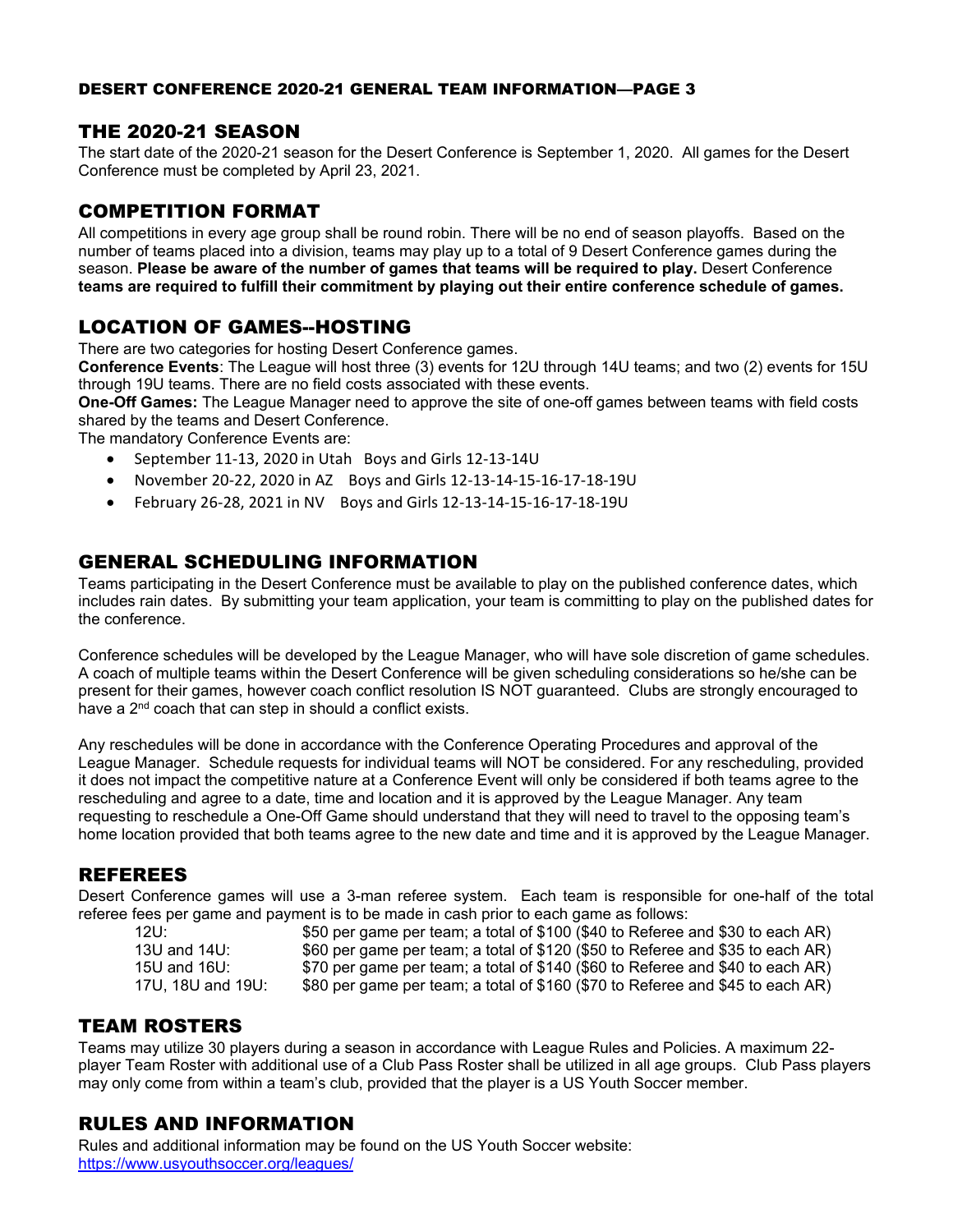## THE 2020-21 SEASON

The start date of the 2020-21 season for the Desert Conference is September 1, 2020. All games for the Desert Conference must be completed by April 23, 2021.

## COMPETITION FORMAT

All competitions in every age group shall be round robin. There will be no end of season playoffs. Based on the number of teams placed into a division, teams may play up to a total of 9 Desert Conference games during the season. **Please be aware of the number of games that teams will be required to play.** Desert Conference **teams are required to fulfill their commitment by playing out their entire conference schedule of games.**

## LOCATION OF GAMES--HOSTING

There are two categories for hosting Desert Conference games.

**Conference Events**: The League will host three (3) events for 12U through 14U teams; and two (2) events for 15U through 19U teams. There are no field costs associated with these events.

**One-Off Games:** The League Manager need to approve the site of one-off games between teams with field costs shared by the teams and Desert Conference.

The mandatory Conference Events are:

- September 11-13, 2020 in Utah Boys and Girls 12-13-14U
- November 20-22, 2020 in AZ Boys and Girls 12-13-14-15-16-17-18-19U
- February 26-28, 2021 in NV Boys and Girls 12-13-14-15-16-17-18-19U

## GENERAL SCHEDULING INFORMATION

Teams participating in the Desert Conference must be available to play on the published conference dates, which includes rain dates. By submitting your team application, your team is committing to play on the published dates for the conference.

Conference schedules will be developed by the League Manager, who will have sole discretion of game schedules. A coach of multiple teams within the Desert Conference will be given scheduling considerations so he/she can be present for their games, however coach conflict resolution IS NOT guaranteed. Clubs are strongly encouraged to have a 2nd coach that can step in should a conflict exists.

Any reschedules will be done in accordance with the Conference Operating Procedures and approval of the League Manager. Schedule requests for individual teams will NOT be considered. For any rescheduling, provided it does not impact the competitive nature at a Conference Event will only be considered if both teams agree to the rescheduling and agree to a date, time and location and it is approved by the League Manager. Any team requesting to reschedule a One-Off Game should understand that they will need to travel to the opposing team's home location provided that both teams agree to the new date and time and it is approved by the League Manager.

## REFEREES

Desert Conference games will use a 3-man referee system. Each team is responsible for one-half of the total referee fees per game and payment is to be made in cash prior to each game as follows:

| | |
|---|---|
| 12U: | $50 per game per team; a total of $100 ($40 to Referee and $30 to each AR) |
| 13U and 14U: | $60 per game per team; a total of $120 ($50 to Referee and $35 to each AR) |
| 15U and 16U: | $70 per game per team; a total of $140 ($60 to Referee and $40 to each AR) |
| 17U, 18U and 19U: | $80 per game per team; a total of $160 ($70 to Referee and $45 to each AR) |

## TEAM ROSTERS

Teams may utilize 30 players during a season in accordance with League Rules and Policies. A maximum 22-player Team Roster with additional use of a Club Pass Roster shall be utilized in all age groups. Club Pass players may only come from within a team's club, provided that the player is a US Youth Soccer member.

## RULES AND INFORMATION

Rules and additional information may be found on the US Youth Soccer website:
https://www.usyouthsoccer.org/leagues/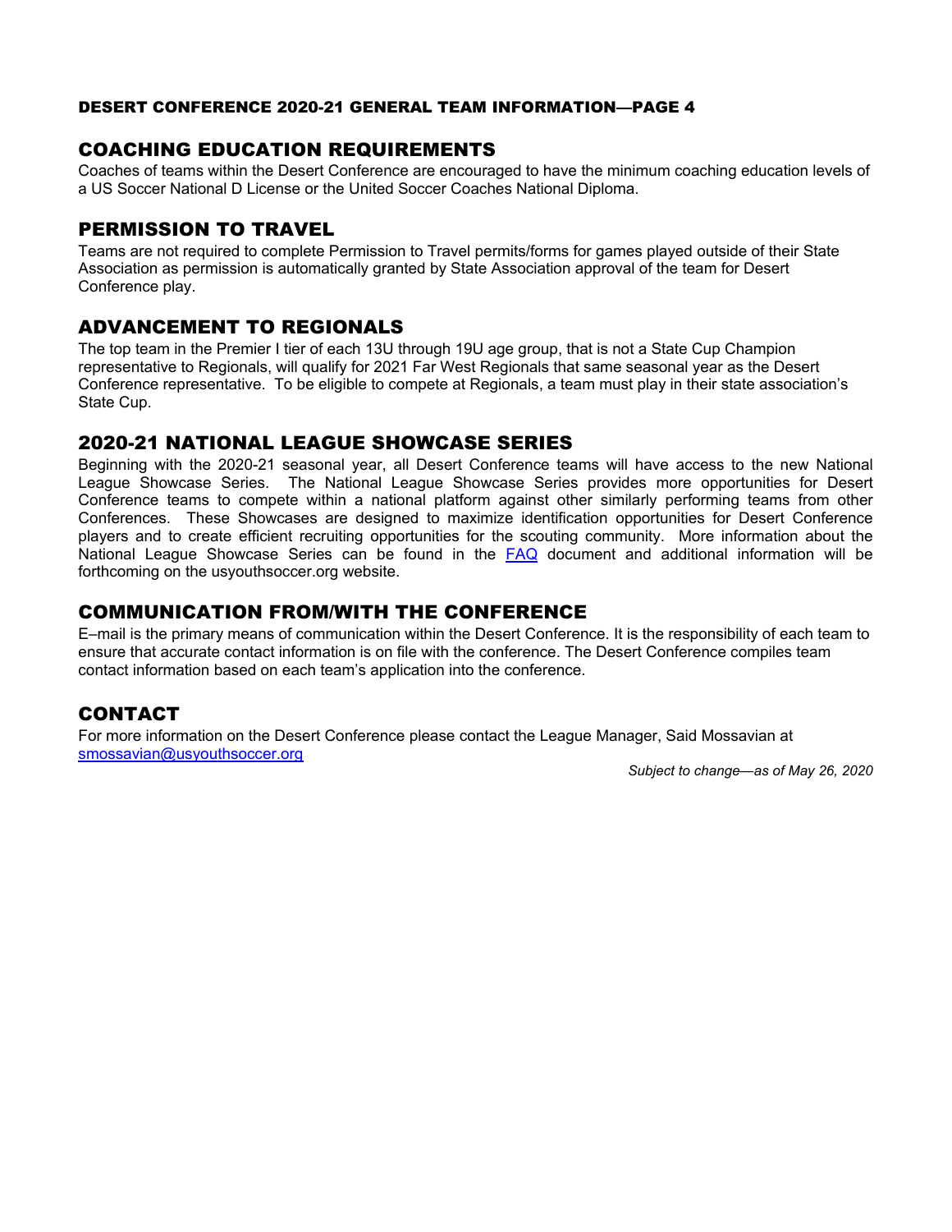## COACHING EDUCATION REQUIREMENTS

Coaches of teams within the Desert Conference are encouraged to have the minimum coaching education levels of a US Soccer National D License or the United Soccer Coaches National Diploma.

## PERMISSION TO TRAVEL

Teams are not required to complete Permission to Travel permits/forms for games played outside of their State Association as permission is automatically granted by State Association approval of the team for Desert Conference play.

## ADVANCEMENT TO REGIONALS

The top team in the Premier I tier of each 13U through 19U age group, that is not a State Cup Champion representative to Regionals, will qualify for 2021 Far West Regionals that same seasonal year as the Desert Conference representative. To be eligible to compete at Regionals, a team must play in their state association's State Cup.

## 2020-21 NATIONAL LEAGUE SHOWCASE SERIES

Beginning with the 2020-21 seasonal year, all Desert Conference teams will have access to the new National League Showcase Series. The National League Showcase Series provides more opportunities for Desert Conference teams to compete within a national platform against other similarly performing teams from other Conferences. These Showcases are designed to maximize identification opportunities for Desert Conference players and to create efficient recruiting opportunities for the scouting community. More information about the National League Showcase Series can be found in the FAQ document and additional information will be forthcoming on the usyouthsoccer.org website.

## COMMUNICATION FROM/WITH THE CONFERENCE

E–mail is the primary means of communication within the Desert Conference. It is the responsibility of each team to ensure that accurate contact information is on file with the conference. The Desert Conference compiles team contact information based on each team's application into the conference.

## CONTACT

For more information on the Desert Conference please contact the League Manager, Said Mossavian at smossavian@usyouthsoccer.org

*Subject to change—as of May 26, 2020*